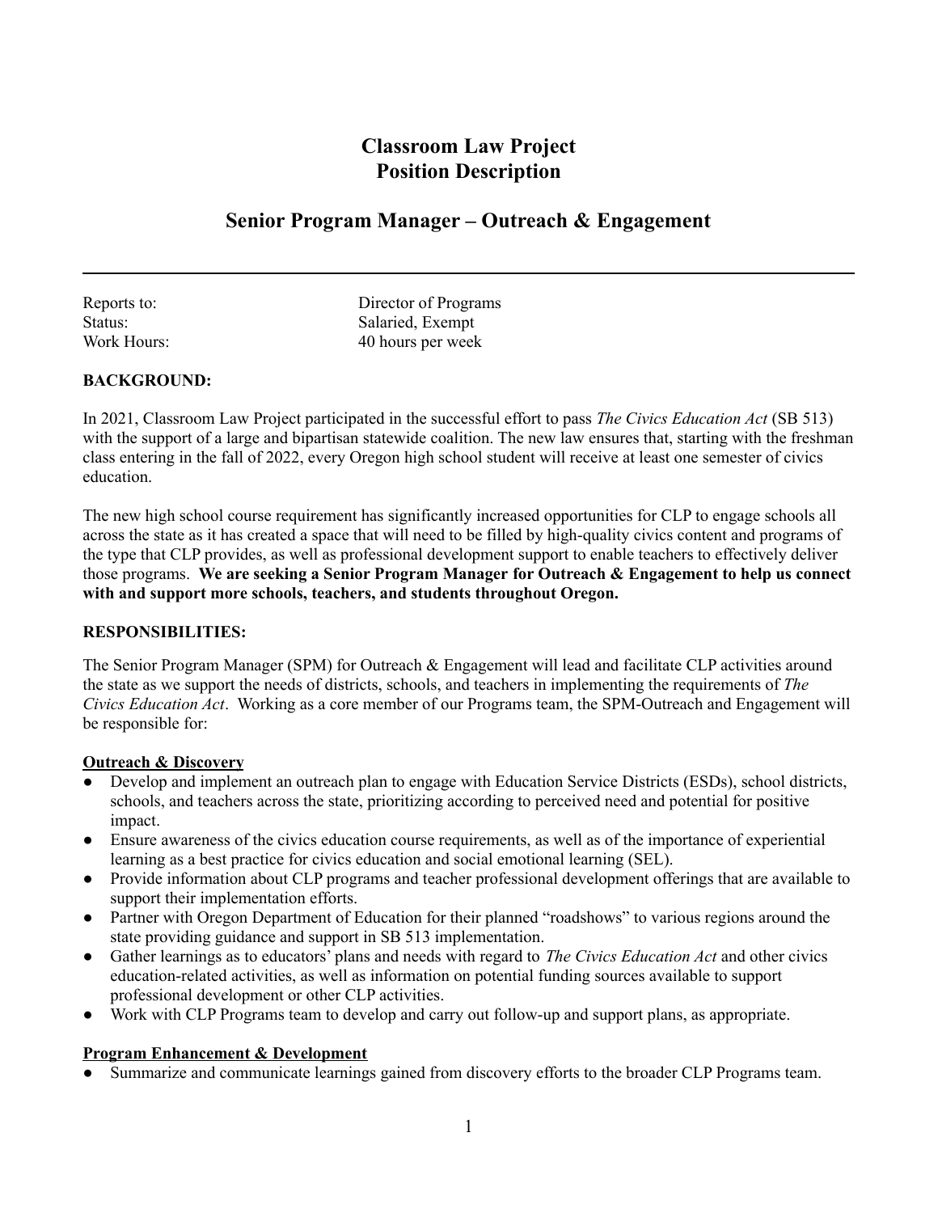# Classroom Law Project
# Position Description

## Senior Program Manager – Outreach & Engagement

---

| | |
|---|---|
| Reports to: | Director of Programs |
| Status: | Salaried, Exempt |
| Work Hours: | 40 hours per week |

**BACKGROUND:**

In 2021, Classroom Law Project participated in the successful effort to pass *The Civics Education Act* (SB 513) with the support of a large and bipartisan statewide coalition. The new law ensures that, starting with the freshman class entering in the fall of 2022, every Oregon high school student will receive at least one semester of civics education.

The new high school course requirement has significantly increased opportunities for CLP to engage schools all across the state as it has created a space that will need to be filled by high-quality civics content and programs of the type that CLP provides, as well as professional development support to enable teachers to effectively deliver those programs. **We are seeking a Senior Program Manager for Outreach & Engagement to help us connect with and support more schools, teachers, and students throughout Oregon.**

**RESPONSIBILITIES:**

The Senior Program Manager (SPM) for Outreach & Engagement will lead and facilitate CLP activities around the state as we support the needs of districts, schools, and teachers in implementing the requirements of *The Civics Education Act*. Working as a core member of our Programs team, the SPM-Outreach and Engagement will be responsible for:

**Outreach & Discovery**

- Develop and implement an outreach plan to engage with Education Service Districts (ESDs), school districts, schools, and teachers across the state, prioritizing according to perceived need and potential for positive impact.
- Ensure awareness of the civics education course requirements, as well as of the importance of experiential learning as a best practice for civics education and social emotional learning (SEL).
- Provide information about CLP programs and teacher professional development offerings that are available to support their implementation efforts.
- Partner with Oregon Department of Education for their planned "roadshows" to various regions around the state providing guidance and support in SB 513 implementation.
- Gather learnings as to educators' plans and needs with regard to *The Civics Education Act* and other civics education-related activities, as well as information on potential funding sources available to support professional development or other CLP activities.
- Work with CLP Programs team to develop and carry out follow-up and support plans, as appropriate.

**Program Enhancement & Development**

- Summarize and communicate learnings gained from discovery efforts to the broader CLP Programs team.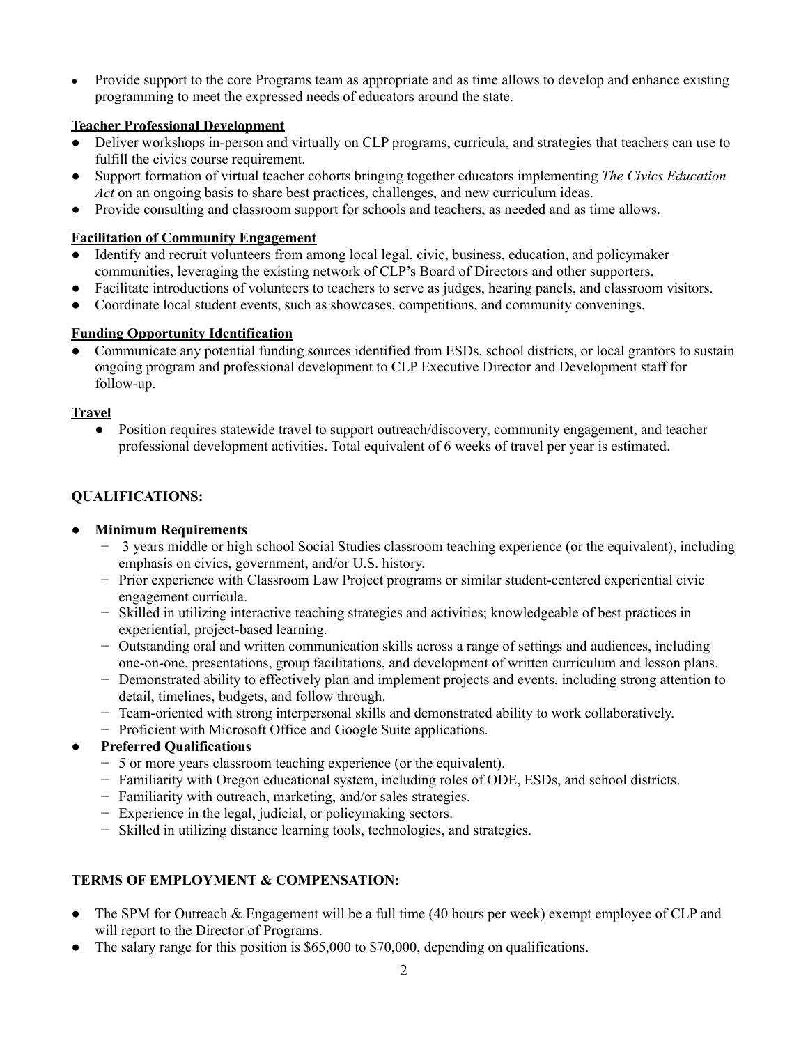- Provide support to the core Programs team as appropriate and as time allows to develop and enhance existing programming to meet the expressed needs of educators around the state.

**Teacher Professional Development**

- Deliver workshops in-person and virtually on CLP programs, curricula, and strategies that teachers can use to fulfill the civics course requirement.
- Support formation of virtual teacher cohorts bringing together educators implementing *The Civics Education Act* on an ongoing basis to share best practices, challenges, and new curriculum ideas.
- Provide consulting and classroom support for schools and teachers, as needed and as time allows.

**Facilitation of Community Engagement**

- Identify and recruit volunteers from among local legal, civic, business, education, and policymaker communities, leveraging the existing network of CLP's Board of Directors and other supporters.
- Facilitate introductions of volunteers to teachers to serve as judges, hearing panels, and classroom visitors.
- Coordinate local student events, such as showcases, competitions, and community convenings.

**Funding Opportunity Identification**

- Communicate any potential funding sources identified from ESDs, school districts, or local grantors to sustain ongoing program and professional development to CLP Executive Director and Development staff for follow-up.

**Travel**

- Position requires statewide travel to support outreach/discovery, community engagement, and teacher professional development activities. Total equivalent of 6 weeks of travel per year is estimated.

**QUALIFICATIONS:**

- **Minimum Requirements**
  - 3 years middle or high school Social Studies classroom teaching experience (or the equivalent), including emphasis on civics, government, and/or U.S. history.
  - Prior experience with Classroom Law Project programs or similar student-centered experiential civic engagement curricula.
  - Skilled in utilizing interactive teaching strategies and activities; knowledgeable of best practices in experiential, project-based learning.
  - Outstanding oral and written communication skills across a range of settings and audiences, including one-on-one, presentations, group facilitations, and development of written curriculum and lesson plans.
  - Demonstrated ability to effectively plan and implement projects and events, including strong attention to detail, timelines, budgets, and follow through.
  - Team-oriented with strong interpersonal skills and demonstrated ability to work collaboratively.
  - Proficient with Microsoft Office and Google Suite applications.
- **Preferred Qualifications**
  - 5 or more years classroom teaching experience (or the equivalent).
  - Familiarity with Oregon educational system, including roles of ODE, ESDs, and school districts.
  - Familiarity with outreach, marketing, and/or sales strategies.
  - Experience in the legal, judicial, or policymaking sectors.
  - Skilled in utilizing distance learning tools, technologies, and strategies.

**TERMS OF EMPLOYMENT & COMPENSATION:**

- The SPM for Outreach & Engagement will be a full time (40 hours per week) exempt employee of CLP and will report to the Director of Programs.
- The salary range for this position is $65,000 to $70,000, depending on qualifications.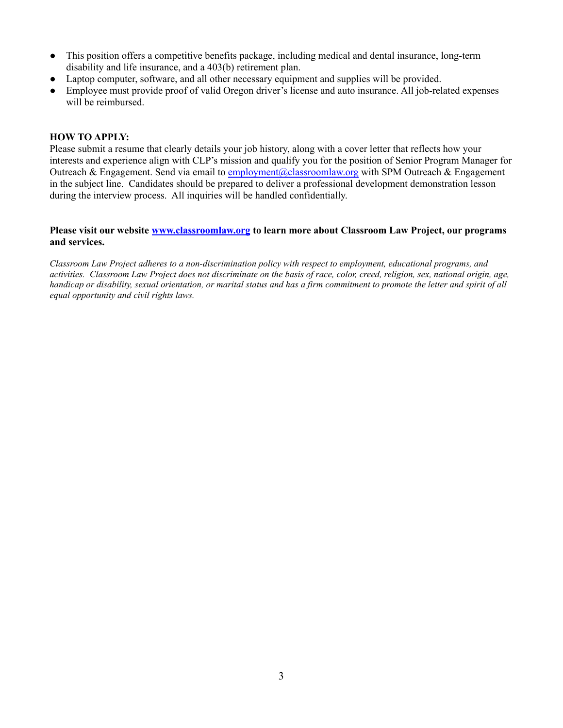- This position offers a competitive benefits package, including medical and dental insurance, long-term disability and life insurance, and a 403(b) retirement plan.
- Laptop computer, software, and all other necessary equipment and supplies will be provided.
- Employee must provide proof of valid Oregon driver's license and auto insurance. All job-related expenses will be reimbursed.

**HOW TO APPLY:**

Please submit a resume that clearly details your job history, along with a cover letter that reflects how your interests and experience align with CLP's mission and qualify you for the position of Senior Program Manager for Outreach & Engagement. Send via email to employment@classroomlaw.org with SPM Outreach & Engagement in the subject line. Candidates should be prepared to deliver a professional development demonstration lesson during the interview process. All inquiries will be handled confidentially.

**Please visit our website www.classroomlaw.org to learn more about Classroom Law Project, our programs and services.**

*Classroom Law Project adheres to a non-discrimination policy with respect to employment, educational programs, and activities. Classroom Law Project does not discriminate on the basis of race, color, creed, religion, sex, national origin, age, handicap or disability, sexual orientation, or marital status and has a firm commitment to promote the letter and spirit of all equal opportunity and civil rights laws.*